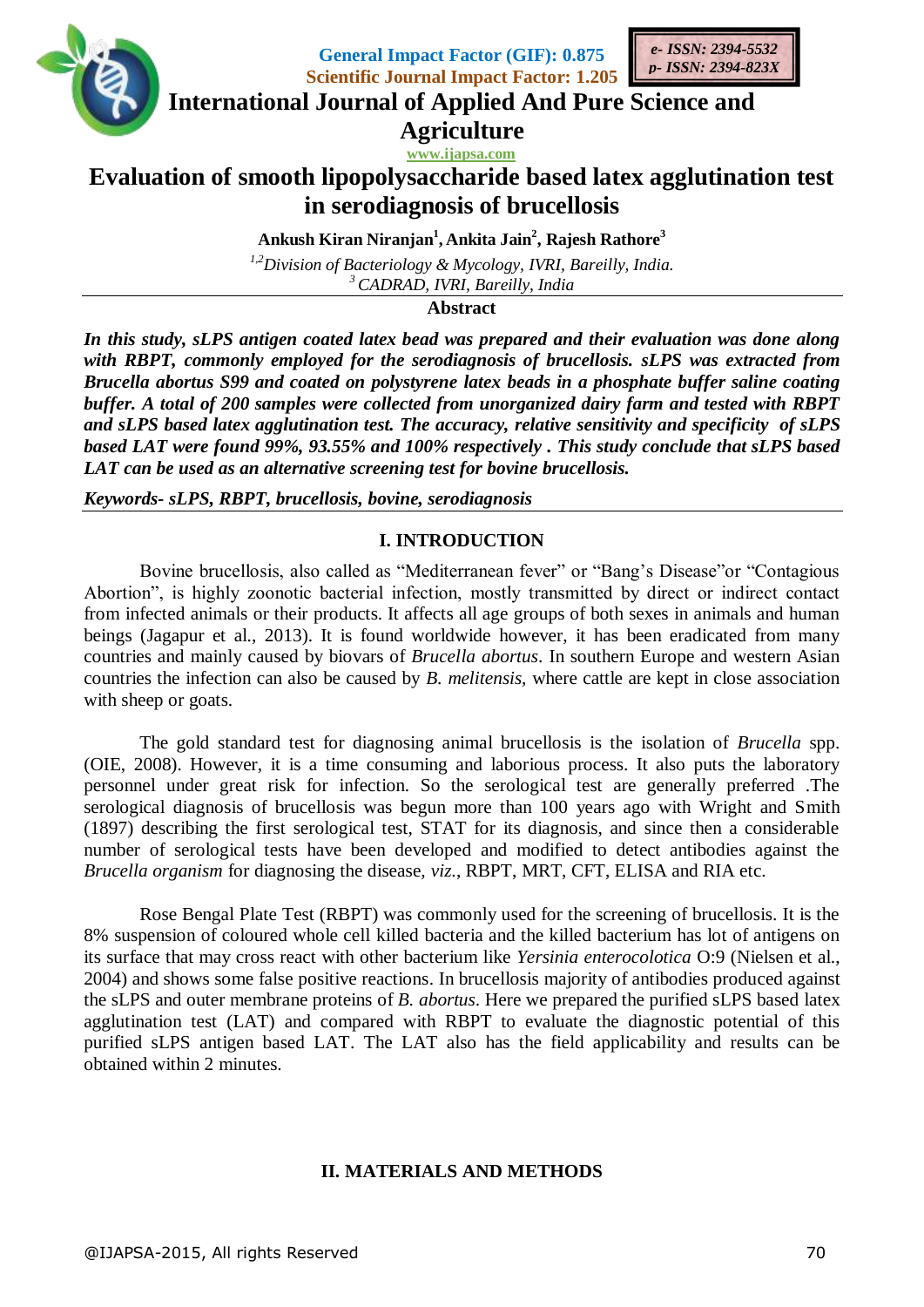# Evaluation of smooth lipopolysaccharide based latex agglutination test in serodiagnosis of brucellosis

**Ankush Kiran Niranjan[1], Ankita Jain[2], Rajesh Rathore[3]**

*[1,2]Division of Bacteriology & Mycology, IVRI, Bareilly, India.*
*[3] CADRAD, IVRI, Bareilly, India*

## Abstract

***In this study, sLPS antigen coated latex bead was prepared and their evaluation was done along with RBPT, commonly employed for the serodiagnosis of brucellosis. sLPS was extracted from Brucella abortus S99 and coated on polystyrene latex beads in a phosphate buffer saline coating buffer. A total of 200 samples were collected from unorganized dairy farm and tested with RBPT and sLPS based latex agglutination test. The accuracy, relative sensitivity and specificity of sLPS based LAT were found 99%, 93.55% and 100% respectively . This study conclude that sLPS based LAT can be used as an alternative screening test for bovine brucellosis.***

***Keywords- sLPS, RBPT, brucellosis, bovine, serodiagnosis***

## I. INTRODUCTION

Bovine brucellosis, also called as "Mediterranean fever" or "Bang's Disease"or "Contagious Abortion", is highly zoonotic bacterial infection, mostly transmitted by direct or indirect contact from infected animals or their products. It affects all age groups of both sexes in animals and human beings (Jagapur et al., 2013). It is found worldwide however, it has been eradicated from many countries and mainly caused by biovars of *Brucella abortus*. In southern Europe and western Asian countries the infection can also be caused by *B. melitensis*, where cattle are kept in close association with sheep or goats.

The gold standard test for diagnosing animal brucellosis is the isolation of *Brucella* spp. (OIE, 2008). However, it is a time consuming and laborious process. It also puts the laboratory personnel under great risk for infection. So the serological test are generally preferred .The serological diagnosis of brucellosis was begun more than 100 years ago with Wright and Smith (1897) describing the first serological test, STAT for its diagnosis, and since then a considerable number of serological tests have been developed and modified to detect antibodies against the *Brucella organism* for diagnosing the disease, *viz.*, RBPT, MRT, CFT, ELISA and RIA etc.

Rose Bengal Plate Test (RBPT) was commonly used for the screening of brucellosis. It is the 8% suspension of coloured whole cell killed bacteria and the killed bacterium has lot of antigens on its surface that may cross react with other bacterium like *Yersinia enterocolotica* O:9 (Nielsen et al., 2004) and shows some false positive reactions. In brucellosis majority of antibodies produced against the sLPS and outer membrane proteins of *B. abortus*. Here we prepared the purified sLPS based latex agglutination test (LAT) and compared with RBPT to evaluate the diagnostic potential of this purified sLPS antigen based LAT. The LAT also has the field applicability and results can be obtained within 2 minutes.

## II. MATERIALS AND METHODS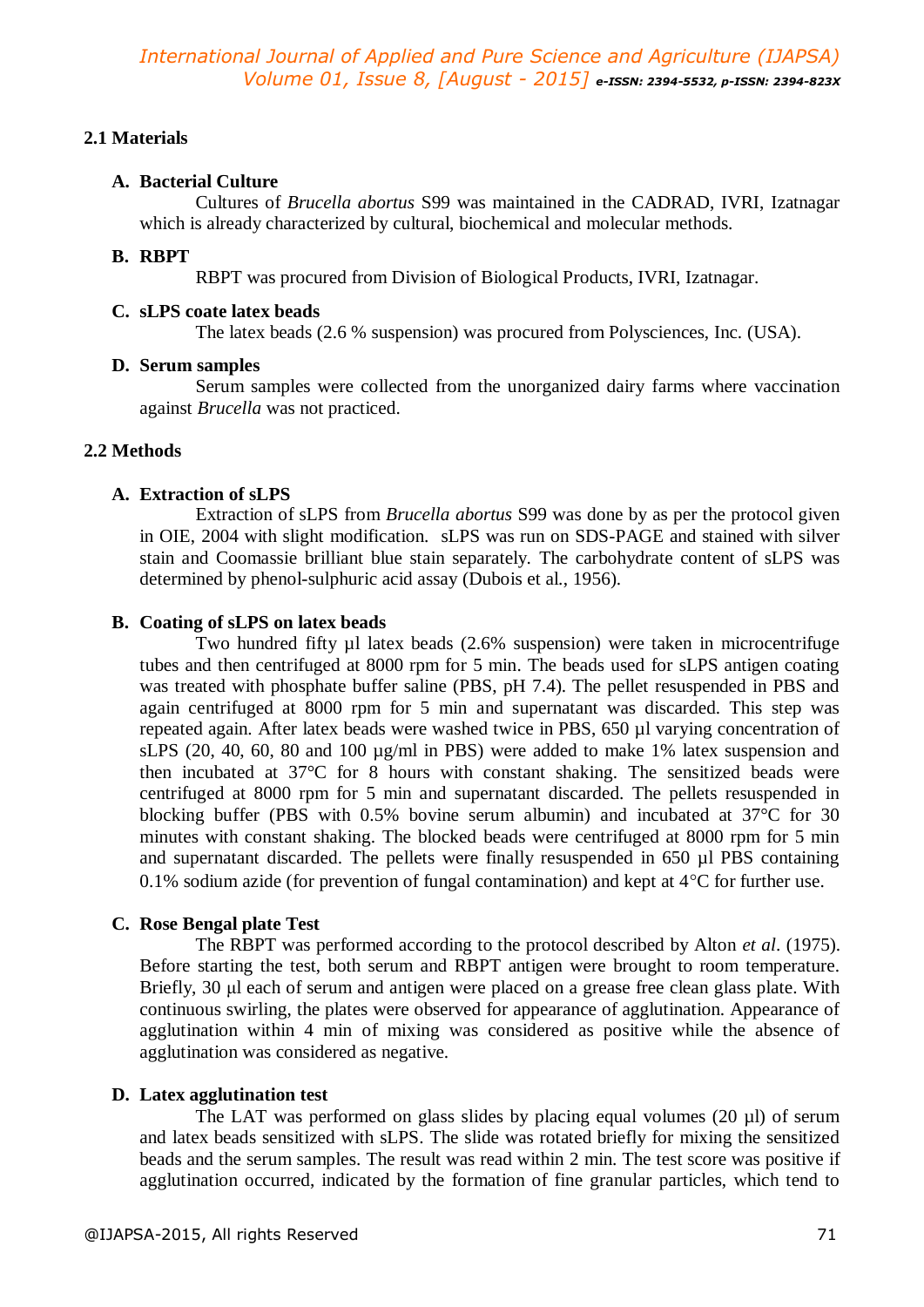## 2.1 Materials

### A. Bacterial Culture

Cultures of *Brucella abortus* S99 was maintained in the CADRAD, IVRI, Izatnagar which is already characterized by cultural, biochemical and molecular methods.

### B. RBPT

RBPT was procured from Division of Biological Products, IVRI, Izatnagar.

### C. sLPS coate latex beads

The latex beads (2.6 % suspension) was procured from Polysciences, Inc. (USA).

### D. Serum samples

Serum samples were collected from the unorganized dairy farms where vaccination against *Brucella* was not practiced.

## 2.2 Methods

### A. Extraction of sLPS

Extraction of sLPS from *Brucella abortus* S99 was done by as per the protocol given in OIE, 2004 with slight modification. sLPS was run on SDS-PAGE and stained with silver stain and Coomassie brilliant blue stain separately. The carbohydrate content of sLPS was determined by phenol-sulphuric acid assay (Dubois et al., 1956).

### B. Coating of sLPS on latex beads

Two hundred fifty µl latex beads (2.6% suspension) were taken in microcentrifuge tubes and then centrifuged at 8000 rpm for 5 min. The beads used for sLPS antigen coating was treated with phosphate buffer saline (PBS, pH 7.4). The pellet resuspended in PBS and again centrifuged at 8000 rpm for 5 min and supernatant was discarded. This step was repeated again. After latex beads were washed twice in PBS, 650 µl varying concentration of sLPS (20, 40, 60, 80 and 100 µg/ml in PBS) were added to make 1% latex suspension and then incubated at 37°C for 8 hours with constant shaking. The sensitized beads were centrifuged at 8000 rpm for 5 min and supernatant discarded. The pellets resuspended in blocking buffer (PBS with 0.5% bovine serum albumin) and incubated at 37°C for 30 minutes with constant shaking. The blocked beads were centrifuged at 8000 rpm for 5 min and supernatant discarded. The pellets were finally resuspended in 650 µl PBS containing 0.1% sodium azide (for prevention of fungal contamination) and kept at 4°C for further use.

### C. Rose Bengal plate Test

The RBPT was performed according to the protocol described by Alton *et al*. (1975). Before starting the test, both serum and RBPT antigen were brought to room temperature. Briefly, 30 µl each of serum and antigen were placed on a grease free clean glass plate. With continuous swirling, the plates were observed for appearance of agglutination. Appearance of agglutination within 4 min of mixing was considered as positive while the absence of agglutination was considered as negative.

### D. Latex agglutination test

The LAT was performed on glass slides by placing equal volumes (20 µl) of serum and latex beads sensitized with sLPS. The slide was rotated briefly for mixing the sensitized beads and the serum samples. The result was read within 2 min. The test score was positive if agglutination occurred, indicated by the formation of fine granular particles, which tend to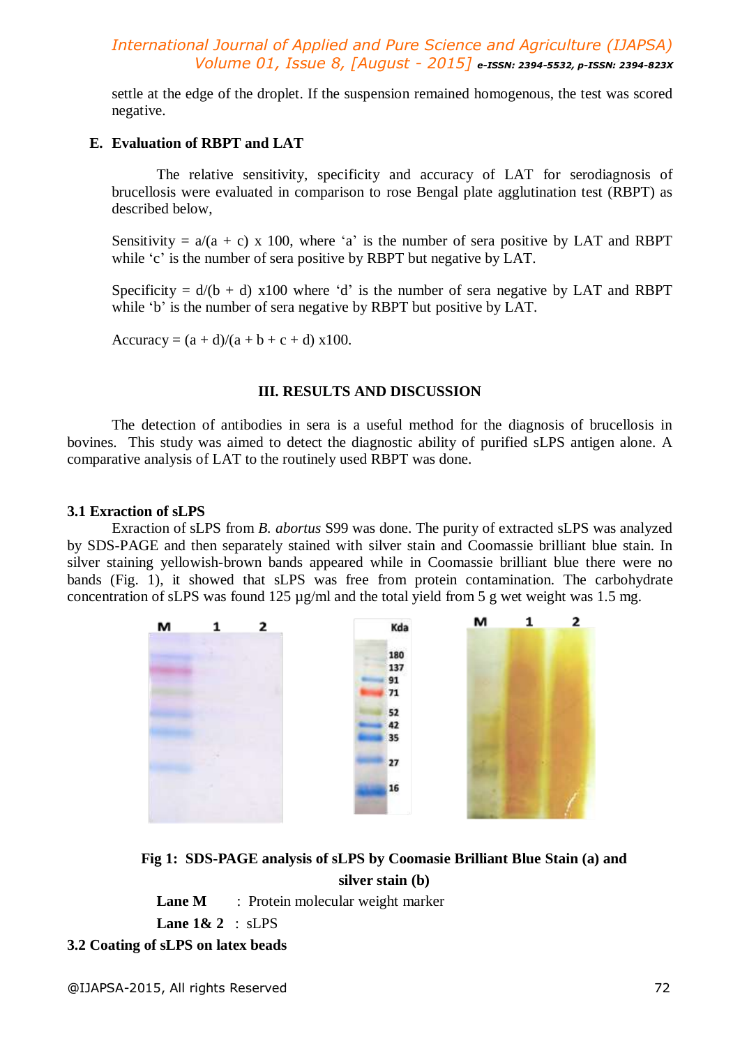settle at the edge of the droplet. If the suspension remained homogenous, the test was scored negative.

### E. Evaluation of RBPT and LAT

The relative sensitivity, specificity and accuracy of LAT for serodiagnosis of brucellosis were evaluated in comparison to rose Bengal plate agglutination test (RBPT) as described below,

Sensitivity = a/(a + c) x 100, where 'a' is the number of sera positive by LAT and RBPT while 'c' is the number of sera positive by RBPT but negative by LAT.

Specificity = d/(b + d) x100 where 'd' is the number of sera negative by LAT and RBPT while 'b' is the number of sera negative by RBPT but positive by LAT.

Accuracy = (a + d)/(a + b + c + d) x100.

## III. RESULTS AND DISCUSSION

The detection of antibodies in sera is a useful method for the diagnosis of brucellosis in bovines. This study was aimed to detect the diagnostic ability of purified sLPS antigen alone. A comparative analysis of LAT to the routinely used RBPT was done.

### 3.1 Exraction of sLPS

Exraction of sLPS from *B. abortus* S99 was done. The purity of extracted sLPS was analyzed by SDS-PAGE and then separately stained with silver stain and Coomassie brilliant blue stain. In silver staining yellowish-brown bands appeared while in Coomassie brilliant blue there were no bands (Fig. 1), it showed that sLPS was free from protein contamination. The carbohydrate concentration of sLPS was found 125 µg/ml and the total yield from 5 g wet weight was 1.5 mg.

M 1 2

Kda
180
137
91
71
52
42
35
27
16

M 1 2

**Fig 1: SDS-PAGE analysis of sLPS by Coomasie Brilliant Blue Stain (a) and silver stain (b)**

**Lane M** : Protein molecular weight marker

**Lane 1& 2** : sLPS

### 3.2 Coating of sLPS on latex beads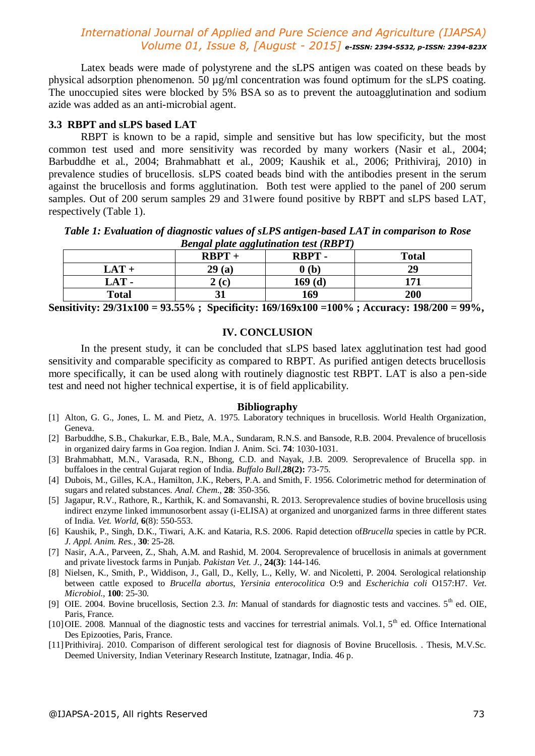Latex beads were made of polystyrene and the sLPS antigen was coated on these beads by physical adsorption phenomenon. 50 µg/ml concentration was found optimum for the sLPS coating. The unoccupied sites were blocked by 5% BSA so as to prevent the autoagglutination and sodium azide was added as an anti-microbial agent.

### 3.3 RBPT and sLPS based LAT

RBPT is known to be a rapid, simple and sensitive but has low specificity, but the most common test used and more sensitivity was recorded by many workers (Nasir et al., 2004; Barbuddhe et al., 2004; Brahmabhatt et al., 2009; Kaushik et al., 2006; Prithiviraj, 2010) in prevalence studies of brucellosis. sLPS coated beads bind with the antibodies present in the serum against the brucellosis and forms agglutination. Both test were applied to the panel of 200 serum samples. Out of 200 serum samples 29 and 31were found positive by RBPT and sLPS based LAT, respectively (Table 1).

***Table 1: Evaluation of diagnostic values of sLPS antigen-based LAT in comparison to Rose Bengal plate agglutination test (RBPT)***

| | **RBPT +** | **RBPT -** | **Total** |
|---|---|---|---|
| **LAT +** | **29 (a)** | **0 (b)** | **29** |
| **LAT -** | **2 (c)** | **169 (d)** | **171** |
| **Total** | **31** | **169** | **200** |

**Sensitivity: 29/31x100 = 93.55% ; Specificity: 169/169x100 =100% ; Accuracy: 198/200 = 99%,**

## IV. CONCLUSION

In the present study, it can be concluded that sLPS based latex agglutination test had good sensitivity and comparable specificity as compared to RBPT. As purified antigen detects brucellosis more specifically, it can be used along with routinely diagnostic test RBPT. LAT is also a pen-side test and need not higher technical expertise, it is of field applicability.

## Bibliography

[1] Alton, G. G., Jones, L. M. and Pietz, A. 1975. Laboratory techniques in brucellosis. World Health Organization, Geneva.

[2] Barbuddhe, S.B., Chakurkar, E.B., Bale, M.A., Sundaram, R.N.S. and Bansode, R.B. 2004. Prevalence of brucellosis in organized dairy farms in Goa region. Indian J. Anim. Sci. **74**: 1030-1031.

[3] Brahmabhatt, M.N., Varasada, R.N., Bhong, C.D. and Nayak, J.B. 2009. Seroprevalence of Brucella spp. in buffaloes in the central Gujarat region of India. *Buffalo Bull*,**28(2):** 73-75.

[4] Dubois, M., Gilles, K.A., Hamilton, J.K., Rebers, P.A. and Smith, F. 1956. Colorimetric method for determination of sugars and related substances. *Anal. Chem*., **28**: 350-356.

[5] Jagapur, R.V., Rathore, R., Karthik, K. and Somavanshi, R. 2013. Seroprevalence studies of bovine brucellosis using indirect enzyme linked immunosorbent assay (i-ELISA) at organized and unorganized farms in three different states of India. *Vet. World*, **6**(8): 550-553.

[6] Kaushik, P., Singh, D.K., Tiwari, A.K. and Kataria, R.S. 2006. Rapid detection of*Brucella* species in cattle by PCR. *J. Appl. Anim. Res.*, **30**: 25-28.

[7] Nasir, A.A., Parveen, Z., Shah, A.M. and Rashid, M. 2004. Seroprevalence of brucellosis in animals at government and private livestock farms in Punjab. *Pakistan Vet. J*., **24(3)**: 144-146.

[8] Nielsen, K., Smith, P., Widdison, J., Gall, D., Kelly, L., Kelly, W. and Nicoletti, P. 2004. Serological relationship between cattle exposed to *Brucella abortus*, *Yersinia enterocolitica* O:9 and *Escherichia coli* O157:H7. *Vet. Microbiol.*, **100**: 25-30.

[9] OIE. 2004. Bovine brucellosis, Section 2.3. *In*: Manual of standards for diagnostic tests and vaccines. 5th ed. OIE, Paris, France.

[10] OIE. 2008. Mannual of the diagnostic tests and vaccines for terrestrial animals. Vol.1, 5th ed. Office International Des Epizooties, Paris, France.

[11] Prithiviraj. 2010. Comparison of different serological test for diagnosis of Bovine Brucellosis. . Thesis, M.V.Sc. Deemed University, Indian Veterinary Research Institute, Izatnagar, India. 46 p.